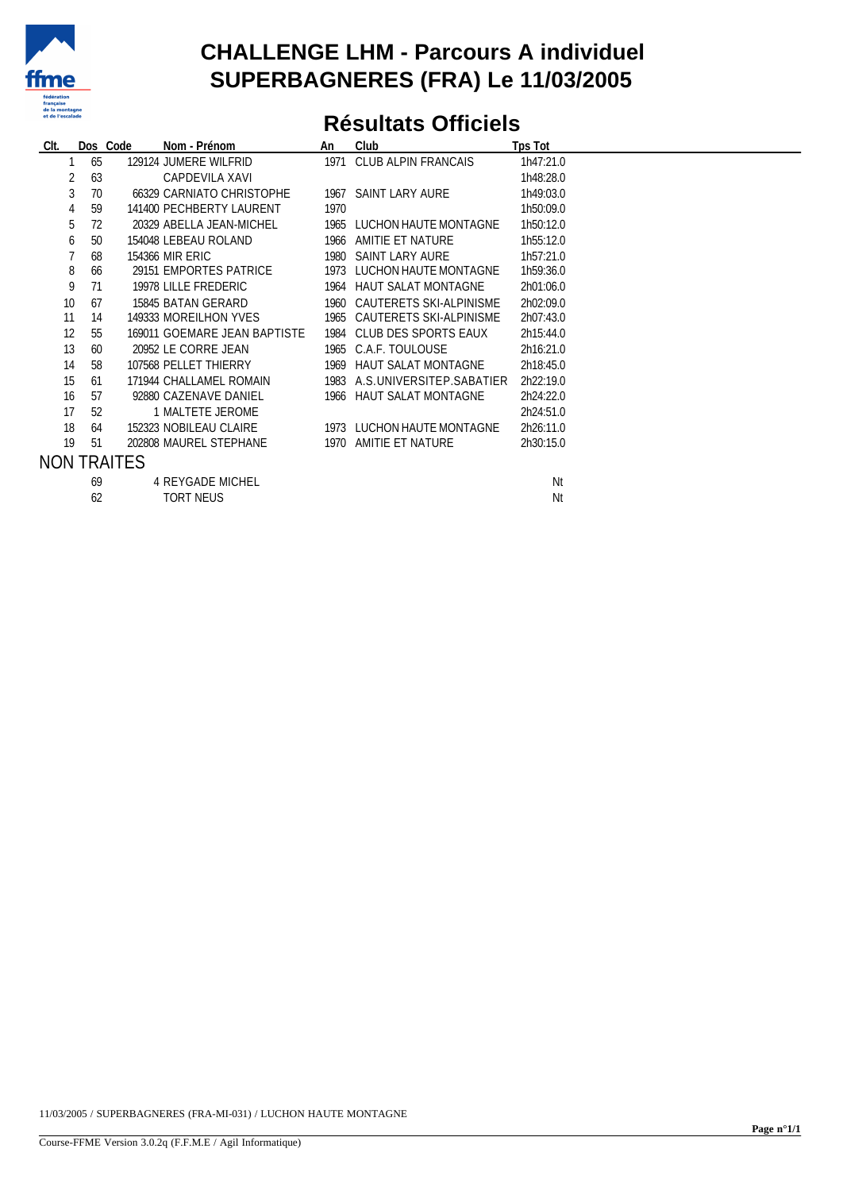# CHALLENGE LHM - Parcours A individuel
# SUPERBAGNERES (FRA) Le 11/03/2005

## Résultats Officiels

| Clt. | Dos | Code | Nom - Prénom | An | Club | Tps Tot |
|---|---|---|---|---|---|---|
| 1 | 65 | 129124 | JUMERE WILFRID | 1971 | CLUB ALPIN FRANCAIS | 1h47:21.0 |
| 2 | 63 | | CAPDEVILA XAVI | | | 1h48:28.0 |
| 3 | 70 | 66329 | CARNIATO CHRISTOPHE | 1967 | SAINT LARY AURE | 1h49:03.0 |
| 4 | 59 | 141400 | PECHBERTY LAURENT | 1970 | | 1h50:09.0 |
| 5 | 72 | 20329 | ABELLA JEAN-MICHEL | 1965 | LUCHON HAUTE MONTAGNE | 1h50:12.0 |
| 6 | 50 | 154048 | LEBEAU ROLAND | 1966 | AMITIE ET NATURE | 1h55:12.0 |
| 7 | 68 | 154366 | MIR ERIC | 1980 | SAINT LARY AURE | 1h57:21.0 |
| 8 | 66 | 29151 | EMPORTES PATRICE | 1973 | LUCHON HAUTE MONTAGNE | 1h59:36.0 |
| 9 | 71 | 19978 | LILLE FREDERIC | 1964 | HAUT SALAT MONTAGNE | 2h01:06.0 |
| 10 | 67 | 15845 | BATAN GERARD | 1960 | CAUTERETS SKI-ALPINISME | 2h02:09.0 |
| 11 | 14 | 149333 | MOREILHON YVES | 1965 | CAUTERETS SKI-ALPINISME | 2h07:43.0 |
| 12 | 55 | 169011 | GOEMARE JEAN BAPTISTE | 1984 | CLUB DES SPORTS EAUX | 2h15:44.0 |
| 13 | 60 | 20952 | LE CORRE JEAN | 1965 | C.A.F. TOULOUSE | 2h16:21.0 |
| 14 | 58 | 107568 | PELLET THIERRY | 1969 | HAUT SALAT MONTAGNE | 2h18:45.0 |
| 15 | 61 | 171944 | CHALLAMEL ROMAIN | 1983 | A.S.UNIVERSITEP.SABATIER | 2h22:19.0 |
| 16 | 57 | 92880 | CAZENAVE DANIEL | 1966 | HAUT SALAT MONTAGNE | 2h24:22.0 |
| 17 | 52 | 1 | MALTETE JEROME | | | 2h24:51.0 |
| 18 | 64 | 152323 | NOBILEAU CLAIRE | 1973 | LUCHON HAUTE MONTAGNE | 2h26:11.0 |
| 19 | 51 | 202808 | MAUREL STEPHANE | 1970 | AMITIE ET NATURE | 2h30:15.0 |

NON TRAITES

| Clt. | Dos | Code | Nom - Prénom | An | Club | Tps Tot |
|---|---|---|---|---|---|---|
| | 69 | 4 | REYGADE MICHEL | | | Nt |
| | 62 | | TORT NEUS | | | Nt |

11/03/2005 / SUPERBAGNERES (FRA-MI-031) / LUCHON HAUTE MONTAGNE

Course-FFME Version 3.0.2q (F.F.M.E / Agil Informatique)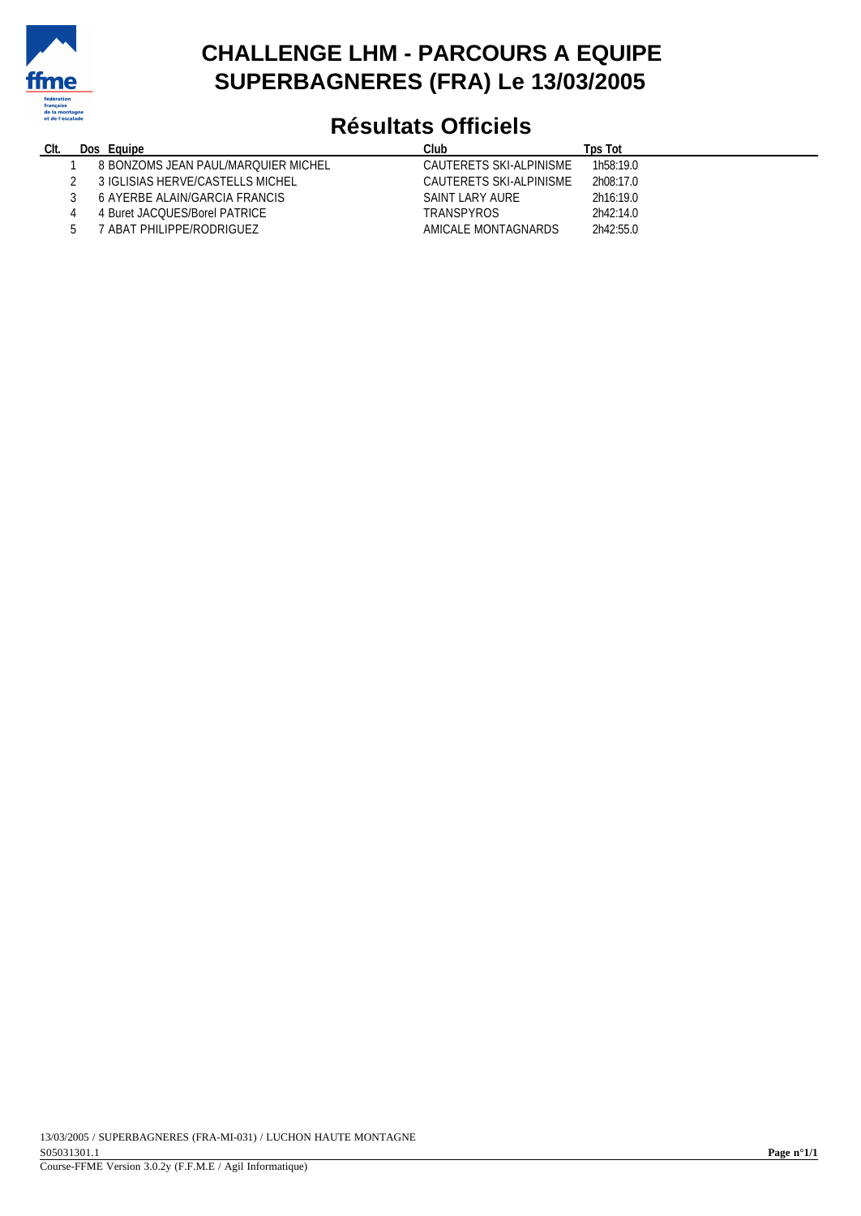# CHALLENGE LHM - PARCOURS A EQUIPE
# SUPERBAGNERES (FRA) Le 13/03/2005

## Résultats Officiels

| Clt. | Dos | Equipe | Club | Tps Tot |
|---|---|---|---|---|
| 1 | 8 | BONZOMS JEAN PAUL/MARQUIER MICHEL | CAUTERETS SKI-ALPINISME | 1h58:19.0 |
| 2 | 3 | IGLISIAS HERVE/CASTELLS MICHEL | CAUTERETS SKI-ALPINISME | 2h08:17.0 |
| 3 | 6 | AYERBE ALAIN/GARCIA FRANCIS | SAINT LARY AURE | 2h16:19.0 |
| 4 | 4 | Buret JACQUES/Borel PATRICE | TRANSPYROS | 2h42:14.0 |
| 5 | 7 | ABAT PHILIPPE/RODRIGUEZ | AMICALE MONTAGNARDS | 2h42:55.0 |

13/03/2005 / SUPERBAGNERES (FRA-MI-031) / LUCHON HAUTE MONTAGNE
S05031301.1
Course-FFME Version 3.0.2y (F.F.M.E / Agil Informatique)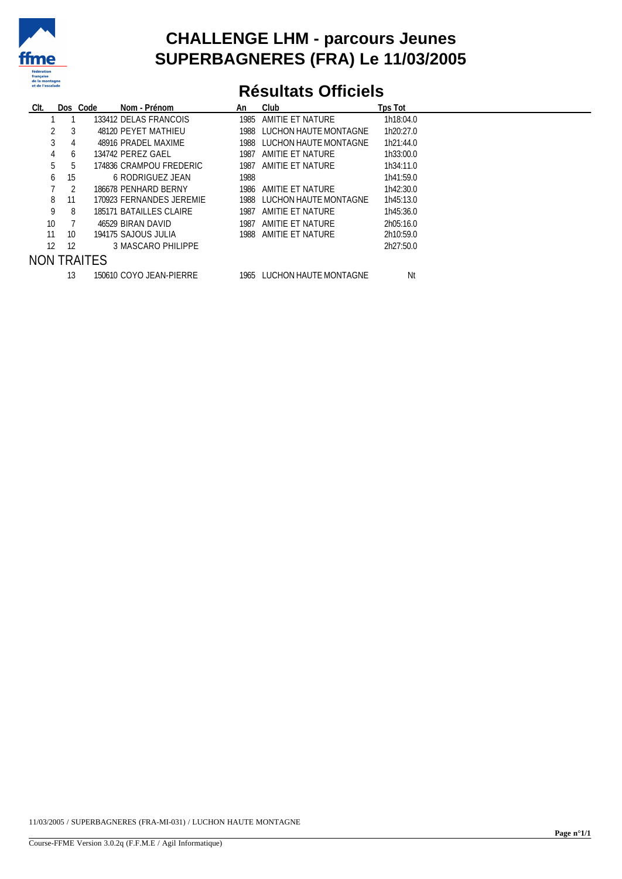# CHALLENGE LHM - parcours Jeunes
# SUPERBAGNERES (FRA) Le 11/03/2005

## Résultats Officiels

| Clt. | Dos | Code | Nom - Prénom | An | Club | Tps Tot |
|---|---|---|---|---|---|---|
| 1 | 1 | 133412 | DELAS FRANCOIS | 1985 | AMITIE ET NATURE | 1h18:04.0 |
| 2 | 3 | 48120 | PEYET MATHIEU | 1988 | LUCHON HAUTE MONTAGNE | 1h20:27.0 |
| 3 | 4 | 48916 | PRADEL MAXIME | 1988 | LUCHON HAUTE MONTAGNE | 1h21:44.0 |
| 4 | 6 | 134742 | PEREZ GAEL | 1987 | AMITIE ET NATURE | 1h33:00.0 |
| 5 | 5 | 174836 | CRAMPOU FREDERIC | 1987 | AMITIE ET NATURE | 1h34:11.0 |
| 6 | 15 | 6 | RODRIGUEZ JEAN | 1988 | | 1h41:59.0 |
| 7 | 2 | 186678 | PENHARD BERNY | 1986 | AMITIE ET NATURE | 1h42:30.0 |
| 8 | 11 | 170923 | FERNANDES JEREMIE | 1988 | LUCHON HAUTE MONTAGNE | 1h45:13.0 |
| 9 | 8 | 185171 | BATAILLES CLAIRE | 1987 | AMITIE ET NATURE | 1h45:36.0 |
| 10 | 7 | 46529 | BIRAN DAVID | 1987 | AMITIE ET NATURE | 2h05:16.0 |
| 11 | 10 | 194175 | SAJOUS JULIA | 1988 | AMITIE ET NATURE | 2h10:59.0 |
| 12 | 12 | 3 | MASCARO PHILIPPE | | | 2h27:50.0 |

### NON TRAITES

| Clt. | Dos | Code | Nom - Prénom | An | Club | Tps Tot |
|---|---|---|---|---|---|---|
| | 13 | 150610 | COYO JEAN-PIERRE | 1965 | LUCHON HAUTE MONTAGNE | Nt |

11/03/2005 / SUPERBAGNERES (FRA-MI-031) / LUCHON HAUTE MONTAGNE

Course-FFME Version 3.0.2q (F.F.M.E / Agil Informatique)